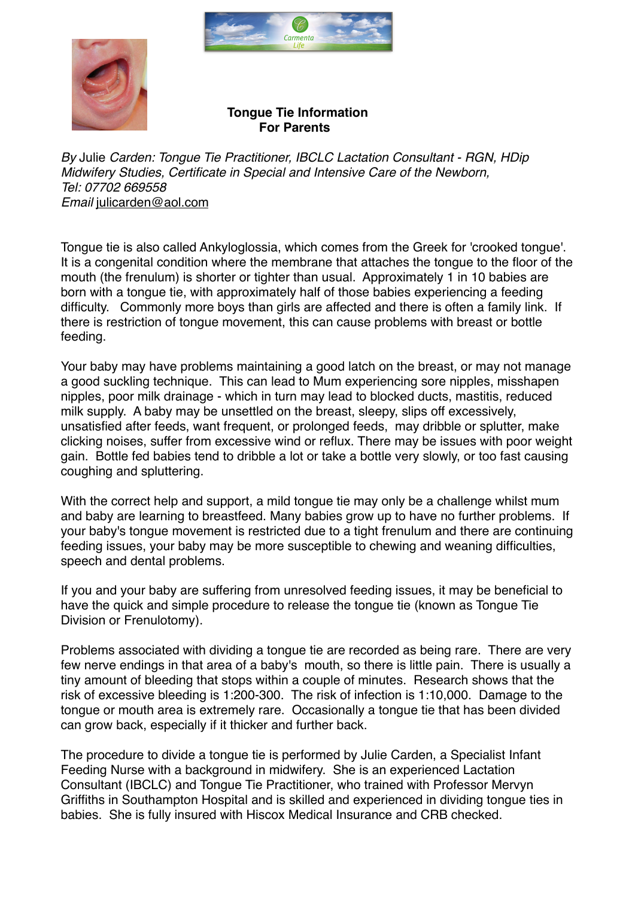Carmenta Life

# Tongue Tie Information For Parents

*By* Julie *Carden: Tongue Tie Practitioner, IBCLC Lactation Consultant - RGN, HDip Midwifery Studies, Certificate in Special and Intensive Care of the Newborn,*
*Tel: 07702 669558*
*Email* julicarden@aol.com

Tongue tie is also called Ankyloglossia, which comes from the Greek for 'crooked tongue'. It is a congenital condition where the membrane that attaches the tongue to the floor of the mouth (the frenulum) is shorter or tighter than usual. Approximately 1 in 10 babies are born with a tongue tie, with approximately half of those babies experiencing a feeding difficulty. Commonly more boys than girls are affected and there is often a family link. If there is restriction of tongue movement, this can cause problems with breast or bottle feeding.

Your baby may have problems maintaining a good latch on the breast, or may not manage a good suckling technique. This can lead to Mum experiencing sore nipples, misshapen nipples, poor milk drainage - which in turn may lead to blocked ducts, mastitis, reduced milk supply. A baby may be unsettled on the breast, sleepy, slips off excessively, unsatisfied after feeds, want frequent, or prolonged feeds, may dribble or splutter, make clicking noises, suffer from excessive wind or reflux. There may be issues with poor weight gain. Bottle fed babies tend to dribble a lot or take a bottle very slowly, or too fast causing coughing and spluttering.

With the correct help and support, a mild tongue tie may only be a challenge whilst mum and baby are learning to breastfeed. Many babies grow up to have no further problems. If your baby's tongue movement is restricted due to a tight frenulum and there are continuing feeding issues, your baby may be more susceptible to chewing and weaning difficulties, speech and dental problems.

If you and your baby are suffering from unresolved feeding issues, it may be beneficial to have the quick and simple procedure to release the tongue tie (known as Tongue Tie Division or Frenulotomy).

Problems associated with dividing a tongue tie are recorded as being rare. There are very few nerve endings in that area of a baby's mouth, so there is little pain. There is usually a tiny amount of bleeding that stops within a couple of minutes. Research shows that the risk of excessive bleeding is 1:200-300. The risk of infection is 1:10,000. Damage to the tongue or mouth area is extremely rare. Occasionally a tongue tie that has been divided can grow back, especially if it thicker and further back.

The procedure to divide a tongue tie is performed by Julie Carden, a Specialist Infant Feeding Nurse with a background in midwifery. She is an experienced Lactation Consultant (IBCLC) and Tongue Tie Practitioner, who trained with Professor Mervyn Griffiths in Southampton Hospital and is skilled and experienced in dividing tongue ties in babies. She is fully insured with Hiscox Medical Insurance and CRB checked.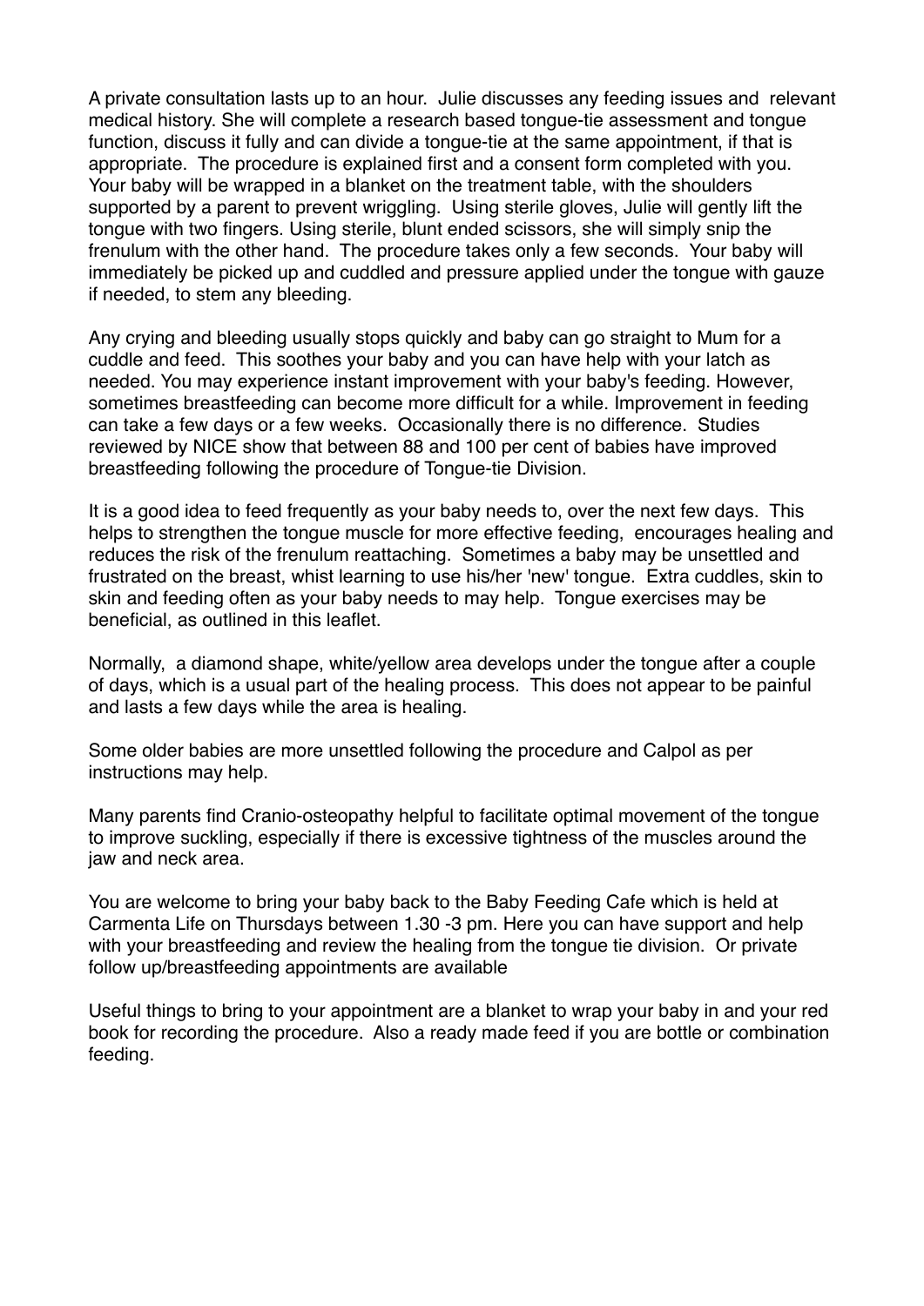A private consultation lasts up to an hour. Julie discusses any feeding issues and relevant medical history. She will complete a research based tongue-tie assessment and tongue function, discuss it fully and can divide a tongue-tie at the same appointment, if that is appropriate. The procedure is explained first and a consent form completed with you. Your baby will be wrapped in a blanket on the treatment table, with the shoulders supported by a parent to prevent wriggling. Using sterile gloves, Julie will gently lift the tongue with two fingers. Using sterile, blunt ended scissors, she will simply snip the frenulum with the other hand. The procedure takes only a few seconds. Your baby will immediately be picked up and cuddled and pressure applied under the tongue with gauze if needed, to stem any bleeding.

Any crying and bleeding usually stops quickly and baby can go straight to Mum for a cuddle and feed. This soothes your baby and you can have help with your latch as needed. You may experience instant improvement with your baby's feeding. However, sometimes breastfeeding can become more difficult for a while. Improvement in feeding can take a few days or a few weeks. Occasionally there is no difference. Studies reviewed by NICE show that between 88 and 100 per cent of babies have improved breastfeeding following the procedure of Tongue-tie Division.

It is a good idea to feed frequently as your baby needs to, over the next few days. This helps to strengthen the tongue muscle for more effective feeding, encourages healing and reduces the risk of the frenulum reattaching. Sometimes a baby may be unsettled and frustrated on the breast, whist learning to use his/her 'new' tongue. Extra cuddles, skin to skin and feeding often as your baby needs to may help. Tongue exercises may be beneficial, as outlined in this leaflet.

Normally, a diamond shape, white/yellow area develops under the tongue after a couple of days, which is a usual part of the healing process. This does not appear to be painful and lasts a few days while the area is healing.

Some older babies are more unsettled following the procedure and Calpol as per instructions may help.

Many parents find Cranio-osteopathy helpful to facilitate optimal movement of the tongue to improve suckling, especially if there is excessive tightness of the muscles around the jaw and neck area.

You are welcome to bring your baby back to the Baby Feeding Cafe which is held at Carmenta Life on Thursdays between 1.30 -3 pm. Here you can have support and help with your breastfeeding and review the healing from the tongue tie division. Or private follow up/breastfeeding appointments are available

Useful things to bring to your appointment are a blanket to wrap your baby in and your red book for recording the procedure. Also a ready made feed if you are bottle or combination feeding.